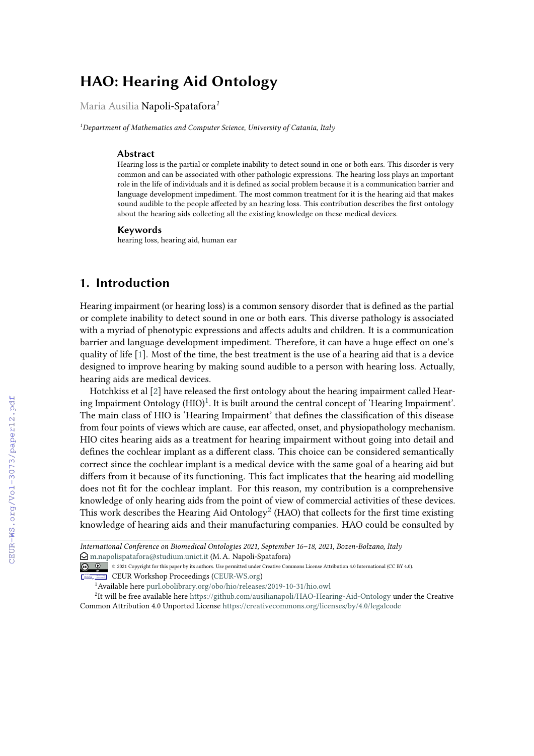# HAO: Hearing Aid Ontology

Maria Ausilia Napoli-Spatafora[1]

[1]*Department of Mathematics and Computer Science, University of Catania, Italy*

### Abstract

Hearing loss is the partial or complete inability to detect sound in one or both ears. This disorder is very common and can be associated with other pathologic expressions. The hearing loss plays an important role in the life of individuals and it is defined as social problem because it is a communication barrier and language development impediment. The most common treatment for it is the hearing aid that makes sound audible to the people affected by an hearing loss. This contribution describes the first ontology about the hearing aids collecting all the existing knowledge on these medical devices.

### Keywords

hearing loss, hearing aid, human ear

## 1. Introduction

Hearing impairment (or hearing loss) is a common sensory disorder that is defined as the partial or complete inability to detect sound in one or both ears. This diverse pathology is associated with a myriad of phenotypic expressions and affects adults and children. It is a communication barrier and language development impediment. Therefore, it can have a huge effect on one's quality of life [1]. Most of the time, the best treatment is the use of a hearing aid that is a device designed to improve hearing by making sound audible to a person with hearing loss. Actually, hearing aids are medical devices.

Hotchkiss et al [2] have released the first ontology about the hearing impairment called Hearing Impairment Ontology (HIO)[1]. It is built around the central concept of 'Hearing Impairment'. The main class of HIO is 'Hearing Impairment' that defines the classification of this disease from four points of views which are cause, ear affected, onset, and physiopathology mechanism. HIO cites hearing aids as a treatment for hearing impairment without going into detail and defines the cochlear implant as a different class. This choice can be considered semantically correct since the cochlear implant is a medical device with the same goal of a hearing aid but differs from it because of its functioning. This fact implicates that the hearing aid modelling does not fit for the cochlear implant. For this reason, my contribution is a comprehensive knowledge of only hearing aids from the point of view of commercial activities of these devices. This work describes the Hearing Aid Ontology[2] (HAO) that collects for the first time existing knowledge of hearing aids and their manufacturing companies. HAO could be consulted by

*International Conference on Biomedical Ontologies 2021, September 16–18, 2021, Bozen-Bolzano, Italy*
m.napolispatafora@studium.unict.it (M. A. Napoli-Spatafora)
© 2021 Copyright for this paper by its authors. Use permitted under Creative Commons License Attribution 4.0 International (CC BY 4.0).
CEUR Workshop Proceedings (CEUR-WS.org)

[1]Available here purl.obolibrary.org/obo/hio/releases/2019-10-31/hio.owl

[2]It will be free available here https://github.com/ausilianapoli/HAO-Hearing-Aid-Ontology under the Creative Common Attribution 4.0 Unported License https://creativecommons.org/licenses/by/4.0/legalcode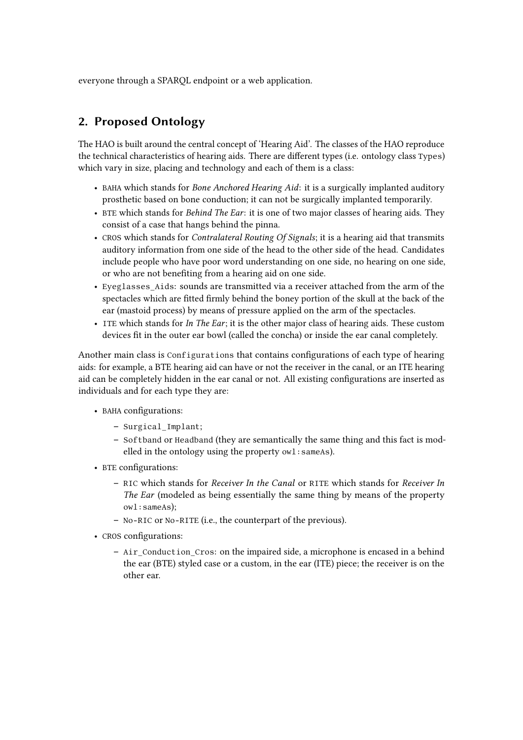everyone through a SPARQL endpoint or a web application.

## 2. Proposed Ontology

The HAO is built around the central concept of 'Hearing Aid'. The classes of the HAO reproduce the technical characteristics of hearing aids. There are different types (i.e. ontology class `Types`) which vary in size, placing and technology and each of them is a class:

- BAHA which stands for *Bone Anchored Hearing Aid*: it is a surgically implanted auditory prosthetic based on bone conduction; it can not be surgically implanted temporarily.
- BTE which stands for *Behind The Ear*: it is one of two major classes of hearing aids. They consist of a case that hangs behind the pinna.
- CROS which stands for *Contralateral Routing Of Signals*; it is a hearing aid that transmits auditory information from one side of the head to the other side of the head. Candidates include people who have poor word understanding on one side, no hearing on one side, or who are not benefiting from a hearing aid on one side.
- `Eyeglasses_Aids`: sounds are transmitted via a receiver attached from the arm of the spectacles which are fitted firmly behind the boney portion of the skull at the back of the ear (mastoid process) by means of pressure applied on the arm of the spectacles.
- ITE which stands for *In The Ear*; it is the other major class of hearing aids. These custom devices fit in the outer ear bowl (called the concha) or inside the ear canal completely.

Another main class is `Configurations` that contains configurations of each type of hearing aids: for example, a BTE hearing aid can have or not the receiver in the canal, or an ITE hearing aid can be completely hidden in the ear canal or not. All existing configurations are inserted as individuals and for each type they are:

- BAHA configurations:
  - `Surgical_Implant`;
  - `Softband` or `Headband` (they are semantically the same thing and this fact is modelled in the ontology using the property `owl:sameAs`).
- BTE configurations:
  - `RIC` which stands for *Receiver In the Canal* or `RITE` which stands for *Receiver In The Ear* (modeled as being essentially the same thing by means of the property `owl:sameAs`);
  - `No-RIC` or `No-RITE` (i.e., the counterpart of the previous).
- CROS configurations:
  - `Air_Conduction_Cros`: on the impaired side, a microphone is encased in a behind the ear (BTE) styled case or a custom, in the ear (ITE) piece; the receiver is on the other ear.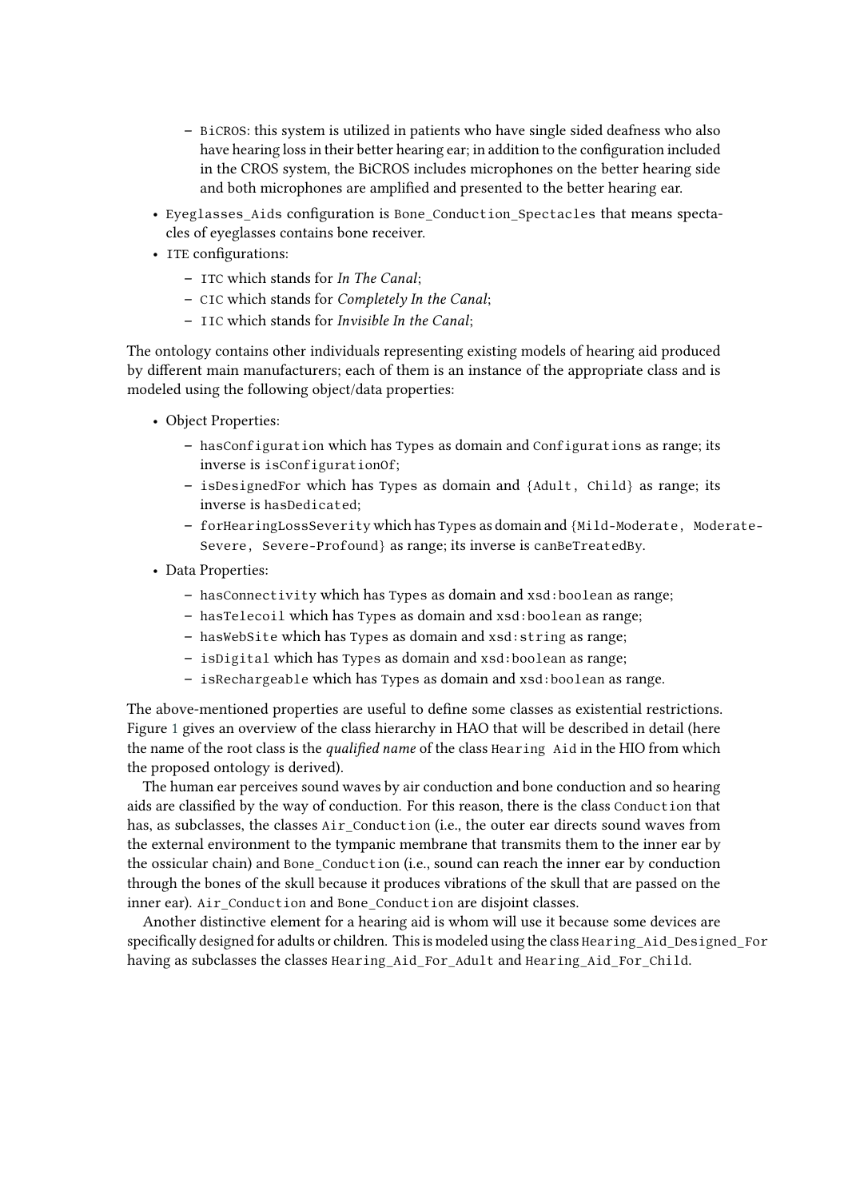- `BiCROS`: this system is utilized in patients who have single sided deafness who also have hearing loss in their better hearing ear; in addition to the configuration included in the CROS system, the BiCROS includes microphones on the better hearing side and both microphones are amplified and presented to the better hearing ear.
- `Eyeglasses_Aids` configuration is `Bone_Conduction_Spectacles` that means spectacles of eyeglasses contains bone receiver.
- `ITE` configurations:
  - `ITC` which stands for *In The Canal*;
  - `CIC` which stands for *Completely In the Canal*;
  - `IIC` which stands for *Invisible In the Canal*;

The ontology contains other individuals representing existing models of hearing aid produced by different main manufacturers; each of them is an instance of the appropriate class and is modeled using the following object/data properties:

- Object Properties:
  - `hasConfiguration` which has `Types` as domain and `Configurations` as range; its inverse is `isConfigurationOf`;
  - `isDesignedFor` which has `Types` as domain and `{Adult, Child}` as range; its inverse is `hasDedicated`;
  - `forHearingLossSeverity` which has `Types` as domain and `{Mild-Moderate, Moderate-Severe, Severe-Profound}` as range; its inverse is `canBeTreatedBy`.
- Data Properties:
  - `hasConnectivity` which has `Types` as domain and `xsd:boolean` as range;
  - `hasTelecoil` which has `Types` as domain and `xsd:boolean` as range;
  - `hasWebSite` which has `Types` as domain and `xsd:string` as range;
  - `isDigital` which has `Types` as domain and `xsd:boolean` as range;
  - `isRechargeable` which has `Types` as domain and `xsd:boolean` as range.

The above-mentioned properties are useful to define some classes as existential restrictions. Figure 1 gives an overview of the class hierarchy in HAO that will be described in detail (here the name of the root class is the *qualified name* of the class `Hearing Aid` in the HIO from which the proposed ontology is derived).

The human ear perceives sound waves by air conduction and bone conduction and so hearing aids are classified by the way of conduction. For this reason, there is the class `Conduction` that has, as subclasses, the classes `Air_Conduction` (i.e., the outer ear directs sound waves from the external environment to the tympanic membrane that transmits them to the inner ear by the ossicular chain) and `Bone_Conduction` (i.e., sound can reach the inner ear by conduction through the bones of the skull because it produces vibrations of the skull that are passed on the inner ear). `Air_Conduction` and `Bone_Conduction` are disjoint classes.

Another distinctive element for a hearing aid is whom will use it because some devices are specifically designed for adults or children. This is modeled using the class `Hearing_Aid_Designed_For` having as subclasses the classes `Hearing_Aid_For_Adult` and `Hearing_Aid_For_Child`.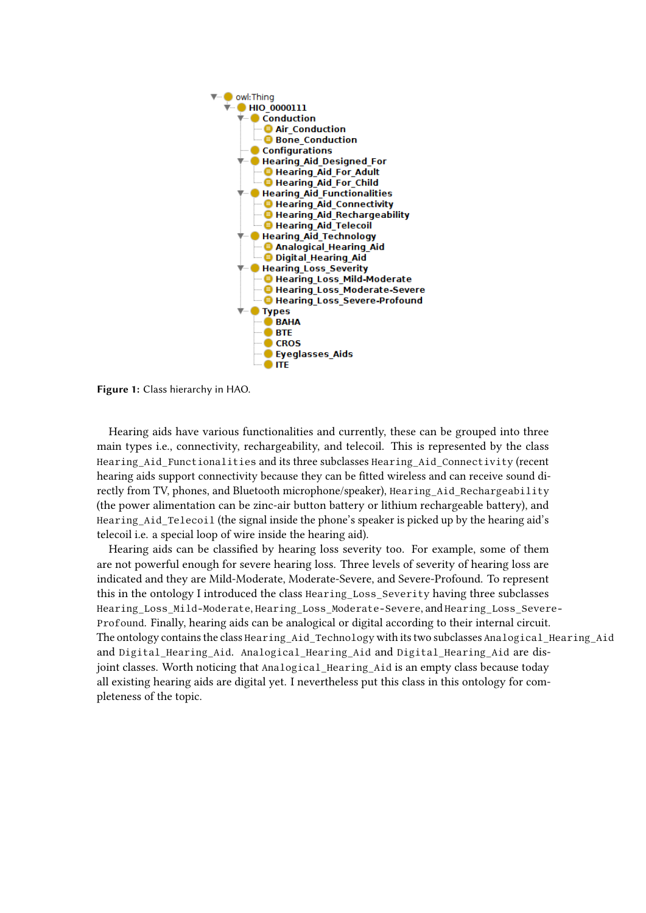- owl:Thing
  - HIO_0000111
    - Conduction
      - Air_Conduction
      - Bone_Conduction
    - Configurations
    - Hearing_Aid_Designed_For
      - Hearing_Aid_For_Adult
      - Hearing_Aid_For_Child
    - Hearing_Aid_Functionalities
      - Hearing_Aid_Connectivity
      - Hearing_Aid_Rechargeability
      - Hearing_Aid_Telecoil
    - Hearing_Aid_Technology
      - Analogical_Hearing_Aid
      - Digital_Hearing_Aid
    - Hearing_Loss_Severity
      - Hearing_Loss_Mild-Moderate
      - Hearing_Loss_Moderate-Severe
      - Hearing_Loss_Severe-Profound
    - Types
      - BAHA
      - BTE
      - CROS
      - Eyeglasses_Aids
      - ITE

**Figure 1:** Class hierarchy in HAO.

Hearing aids have various functionalities and currently, these can be grouped into three main types i.e., connectivity, rechargeability, and telecoil. This is represented by the class `Hearing_Aid_Functionalities` and its three subclasses `Hearing_Aid_Connectivity` (recent hearing aids support connectivity because they can be fitted wireless and can receive sound directly from TV, phones, and Bluetooth microphone/speaker), `Hearing_Aid_Rechargeability` (the power alimentation can be zinc-air button battery or lithium rechargeable battery), and `Hearing_Aid_Telecoil` (the signal inside the phone's speaker is picked up by the hearing aid's telecoil i.e. a special loop of wire inside the hearing aid).

Hearing aids can be classified by hearing loss severity too. For example, some of them are not powerful enough for severe hearing loss. Three levels of severity of hearing loss are indicated and they are Mild-Moderate, Moderate-Severe, and Severe-Profound. To represent this in the ontology I introduced the class `Hearing_Loss_Severity` having three subclasses `Hearing_Loss_Mild-Moderate`, `Hearing_Loss_Moderate-Severe`, and `Hearing_Loss_Severe-Profound`. Finally, hearing aids can be analogical or digital according to their internal circuit. The ontology contains the class `Hearing_Aid_Technology` with its two subclasses `Analogical_Hearing_Aid` and `Digital_Hearing_Aid`. `Analogical_Hearing_Aid` and `Digital_Hearing_Aid` are disjoint classes. Worth noticing that `Analogical_Hearing_Aid` is an empty class because today all existing hearing aids are digital yet. I nevertheless put this class in this ontology for completeness of the topic.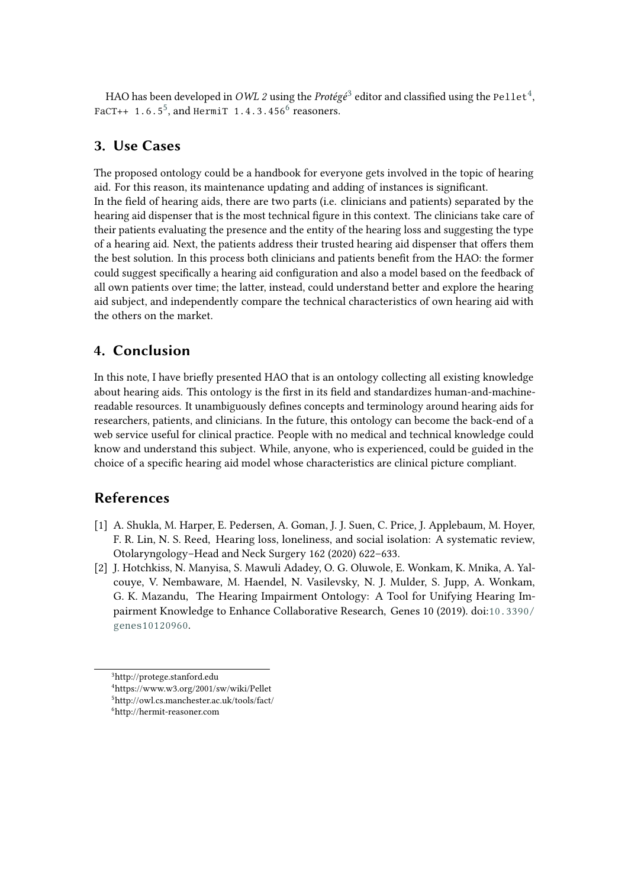HAO has been developed in *OWL 2* using the *Protégé*[3] editor and classified using the `Pellet`[4], `FaCT++ 1.6.5`[5], and `HermiT 1.4.3.456`[6] reasoners.

## 3. Use Cases

The proposed ontology could be a handbook for everyone gets involved in the topic of hearing aid. For this reason, its maintenance updating and adding of instances is significant.
In the field of hearing aids, there are two parts (i.e. clinicians and patients) separated by the hearing aid dispenser that is the most technical figure in this context. The clinicians take care of their patients evaluating the presence and the entity of the hearing loss and suggesting the type of a hearing aid. Next, the patients address their trusted hearing aid dispenser that offers them the best solution. In this process both clinicians and patients benefit from the HAO: the former could suggest specifically a hearing aid configuration and also a model based on the feedback of all own patients over time; the latter, instead, could understand better and explore the hearing aid subject, and independently compare the technical characteristics of own hearing aid with the others on the market.

## 4. Conclusion

In this note, I have briefly presented HAO that is an ontology collecting all existing knowledge about hearing aids. This ontology is the first in its field and standardizes human-and-machine-readable resources. It unambiguously defines concepts and terminology around hearing aids for researchers, patients, and clinicians. In the future, this ontology can become the back-end of a web service useful for clinical practice. People with no medical and technical knowledge could know and understand this subject. While, anyone, who is experienced, could be guided in the choice of a specific hearing aid model whose characteristics are clinical picture compliant.

## References

[1] A. Shukla, M. Harper, E. Pedersen, A. Goman, J. J. Suen, C. Price, J. Applebaum, M. Hoyer, F. R. Lin, N. S. Reed, Hearing loss, loneliness, and social isolation: A systematic review, Otolaryngology–Head and Neck Surgery 162 (2020) 622–633.

[2] J. Hotchkiss, N. Manyisa, S. Mawuli Adadey, O. G. Oluwole, E. Wonkam, K. Mnika, A. Yalcouye, V. Nembaware, M. Haendel, N. Vasilevsky, N. J. Mulder, S. Jupp, A. Wonkam, G. K. Mazandu, The Hearing Impairment Ontology: A Tool for Unifying Hearing Impairment Knowledge to Enhance Collaborative Research, Genes 10 (2019). doi:10.3390/genes10120960.

---

[3] http://protege.stanford.edu

[4] https://www.w3.org/2001/sw/wiki/Pellet

[5] http://owl.cs.manchester.ac.uk/tools/fact/

[6] http://hermit-reasoner.com